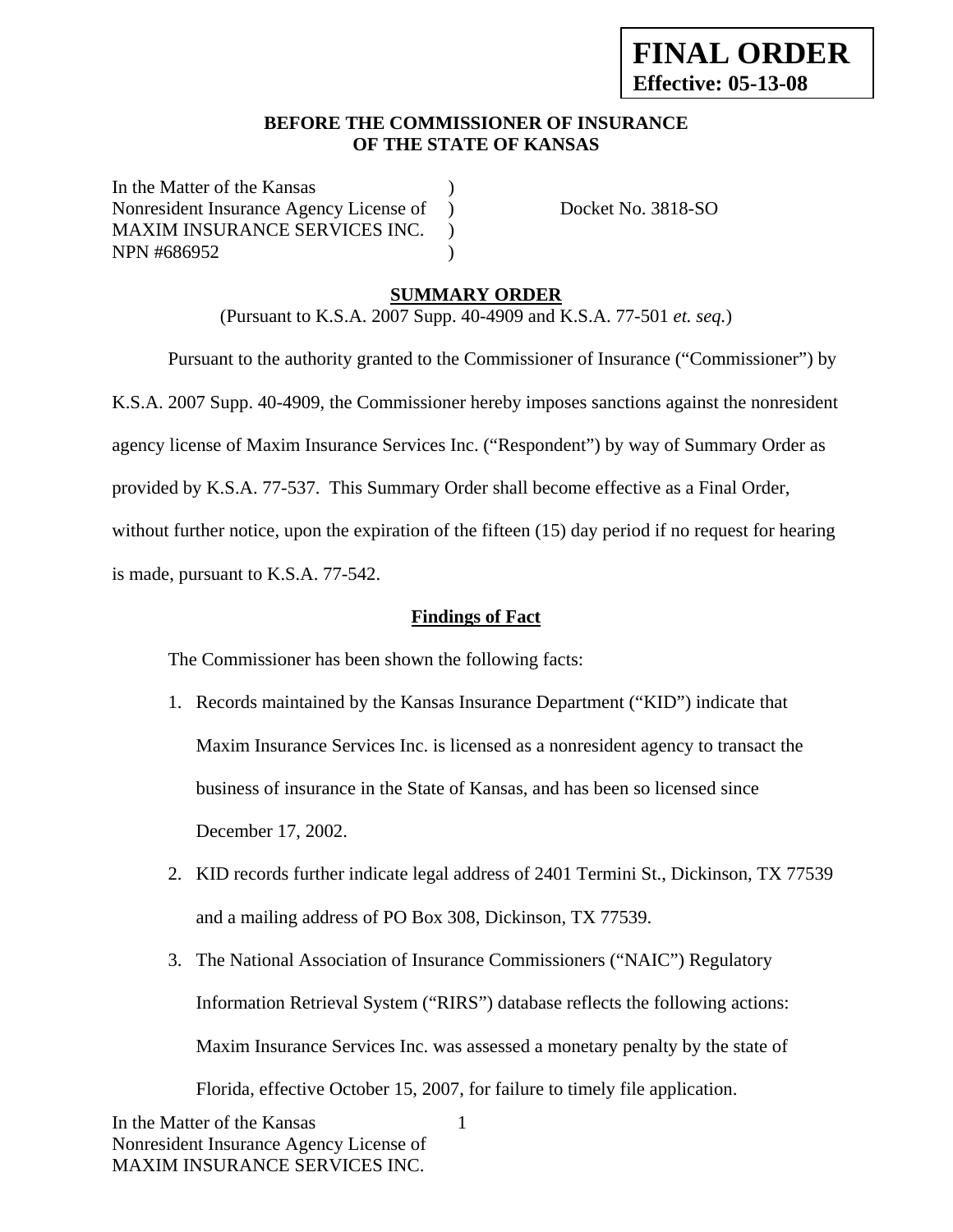**FINAL ORDER**
**Effective: 05-13-08**

**BEFORE THE COMMISSIONER OF INSURANCE**
**OF THE STATE OF KANSAS**

In the Matter of the Kansas )
Nonresident Insurance Agency License of ) Docket No. 3818-SO
MAXIM INSURANCE SERVICES INC. )
NPN #686952 )

**SUMMARY ORDER**

(Pursuant to K.S.A. 2007 Supp. 40-4909 and K.S.A. 77-501 *et. seq.*)

Pursuant to the authority granted to the Commissioner of Insurance ("Commissioner") by K.S.A. 2007 Supp. 40-4909, the Commissioner hereby imposes sanctions against the nonresident agency license of Maxim Insurance Services Inc. ("Respondent") by way of Summary Order as provided by K.S.A. 77-537. This Summary Order shall become effective as a Final Order, without further notice, upon the expiration of the fifteen (15) day period if no request for hearing is made, pursuant to K.S.A. 77-542.

**Findings of Fact**

The Commissioner has been shown the following facts:

1. Records maintained by the Kansas Insurance Department ("KID") indicate that Maxim Insurance Services Inc. is licensed as a nonresident agency to transact the business of insurance in the State of Kansas, and has been so licensed since December 17, 2002.
2. KID records further indicate legal address of 2401 Termini St., Dickinson, TX 77539 and a mailing address of PO Box 308, Dickinson, TX 77539.
3. The National Association of Insurance Commissioners ("NAIC") Regulatory Information Retrieval System ("RIRS") database reflects the following actions: Maxim Insurance Services Inc. was assessed a monetary penalty by the state of Florida, effective October 15, 2007, for failure to timely file application.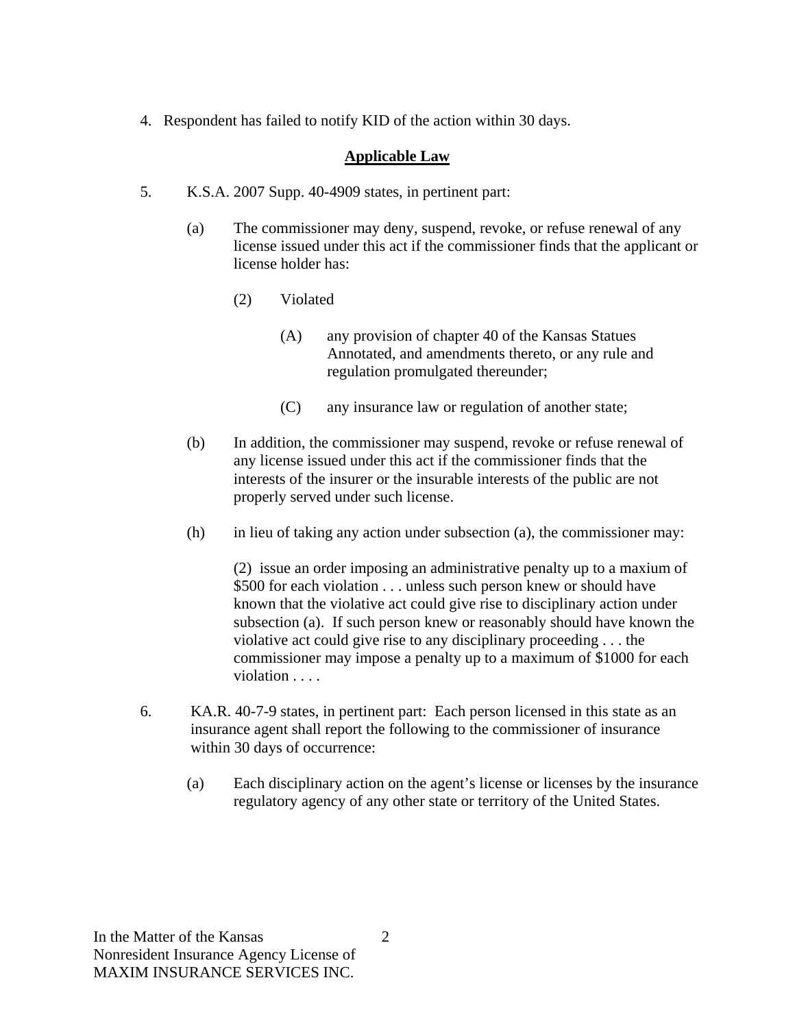4. Respondent has failed to notify KID of the action within 30 days.

## Applicable Law

5. K.S.A. 2007 Supp. 40-4909 states, in pertinent part:

   (a) The commissioner may deny, suspend, revoke, or refuse renewal of any license issued under this act if the commissioner finds that the applicant or license holder has:

      (2) Violated

         (A) any provision of chapter 40 of the Kansas Statues Annotated, and amendments thereto, or any rule and regulation promulgated thereunder;

         (C) any insurance law or regulation of another state;

   (b) In addition, the commissioner may suspend, revoke or refuse renewal of any license issued under this act if the commissioner finds that the interests of the insurer or the insurable interests of the public are not properly served under such license.

   (h) in lieu of taking any action under subsection (a), the commissioner may:

      (2) issue an order imposing an administrative penalty up to a maxium of $500 for each violation . . . unless such person knew or should have known that the violative act could give rise to disciplinary action under subsection (a). If such person knew or reasonably should have known the violative act could give rise to any disciplinary proceeding . . . the commissioner may impose a penalty up to a maximum of $1000 for each violation . . . .

6. KA.R. 40-7-9 states, in pertinent part: Each person licensed in this state as an insurance agent shall report the following to the commissioner of insurance within 30 days of occurrence:

   (a) Each disciplinary action on the agent's license or licenses by the insurance regulatory agency of any other state or territory of the United States.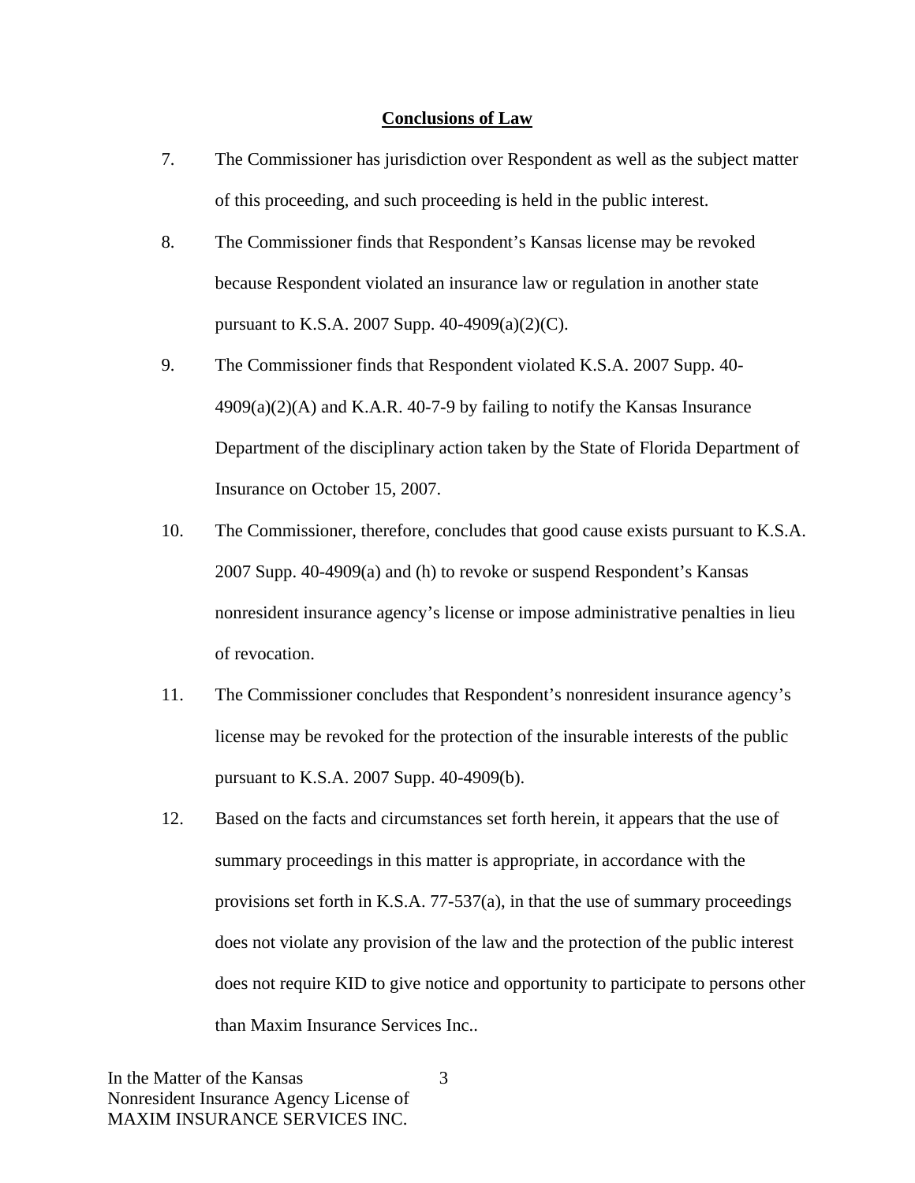## Conclusions of Law

7. The Commissioner has jurisdiction over Respondent as well as the subject matter of this proceeding, and such proceeding is held in the public interest.

8. The Commissioner finds that Respondent's Kansas license may be revoked because Respondent violated an insurance law or regulation in another state pursuant to K.S.A. 2007 Supp. 40-4909(a)(2)(C).

9. The Commissioner finds that Respondent violated K.S.A. 2007 Supp. 40-4909(a)(2)(A) and K.A.R. 40-7-9 by failing to notify the Kansas Insurance Department of the disciplinary action taken by the State of Florida Department of Insurance on October 15, 2007.

10. The Commissioner, therefore, concludes that good cause exists pursuant to K.S.A. 2007 Supp. 40-4909(a) and (h) to revoke or suspend Respondent's Kansas nonresident insurance agency's license or impose administrative penalties in lieu of revocation.

11. The Commissioner concludes that Respondent's nonresident insurance agency's license may be revoked for the protection of the insurable interests of the public pursuant to K.S.A. 2007 Supp. 40-4909(b).

12. Based on the facts and circumstances set forth herein, it appears that the use of summary proceedings in this matter is appropriate, in accordance with the provisions set forth in K.S.A. 77-537(a), in that the use of summary proceedings does not violate any provision of the law and the protection of the public interest does not require KID to give notice and opportunity to participate to persons other than Maxim Insurance Services Inc..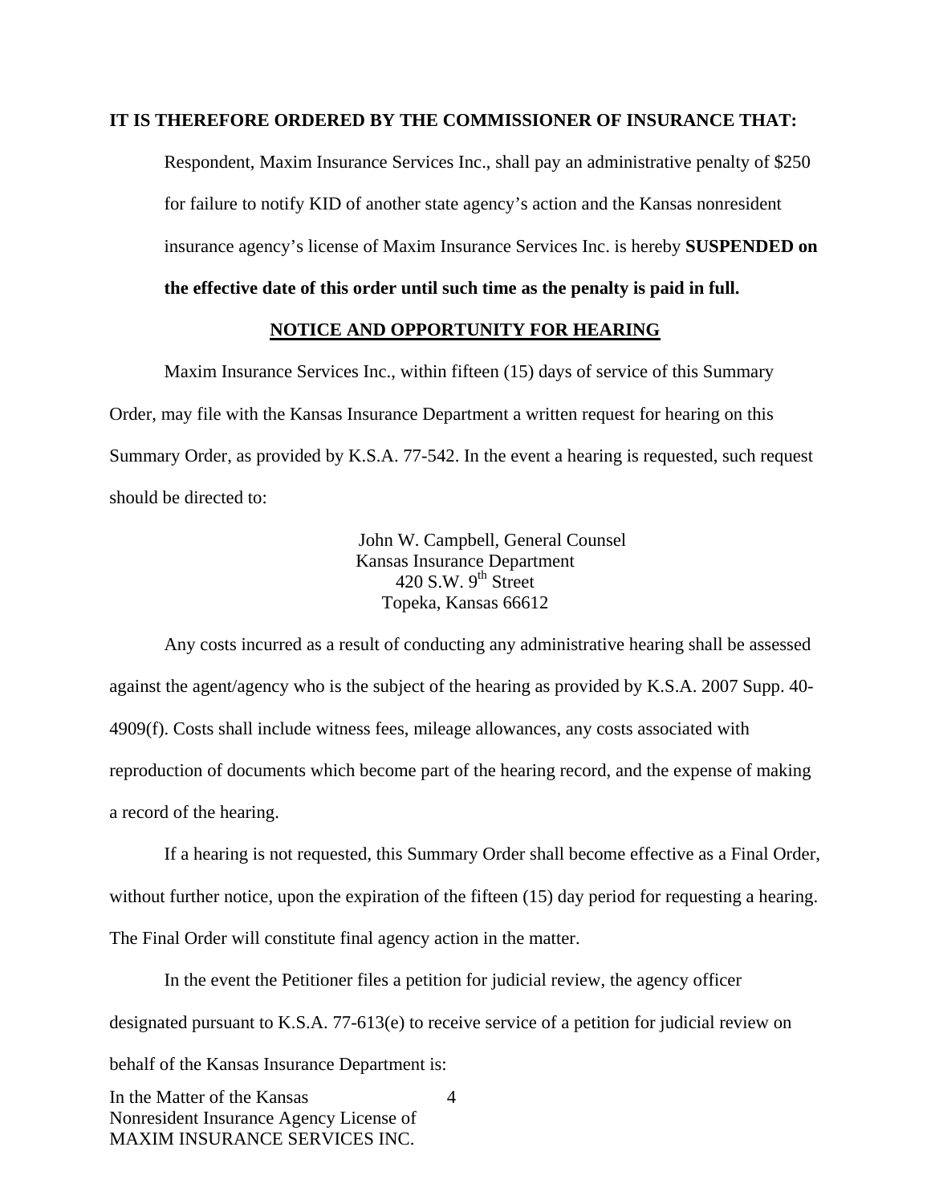**IT IS THEREFORE ORDERED BY THE COMMISSIONER OF INSURANCE THAT:**

Respondent, Maxim Insurance Services Inc., shall pay an administrative penalty of $250 for failure to notify KID of another state agency's action and the Kansas nonresident insurance agency's license of Maxim Insurance Services Inc. is hereby **SUSPENDED on the effective date of this order until such time as the penalty is paid in full.**

## NOTICE AND OPPORTUNITY FOR HEARING

Maxim Insurance Services Inc., within fifteen (15) days of service of this Summary Order, may file with the Kansas Insurance Department a written request for hearing on this Summary Order, as provided by K.S.A. 77-542. In the event a hearing is requested, such request should be directed to:

John W. Campbell, General Counsel
Kansas Insurance Department
420 S.W. 9th Street
Topeka, Kansas 66612

Any costs incurred as a result of conducting any administrative hearing shall be assessed against the agent/agency who is the subject of the hearing as provided by K.S.A. 2007 Supp. 40-4909(f). Costs shall include witness fees, mileage allowances, any costs associated with reproduction of documents which become part of the hearing record, and the expense of making a record of the hearing.

If a hearing is not requested, this Summary Order shall become effective as a Final Order, without further notice, upon the expiration of the fifteen (15) day period for requesting a hearing. The Final Order will constitute final agency action in the matter.

In the event the Petitioner files a petition for judicial review, the agency officer designated pursuant to K.S.A. 77-613(e) to receive service of a petition for judicial review on behalf of the Kansas Insurance Department is: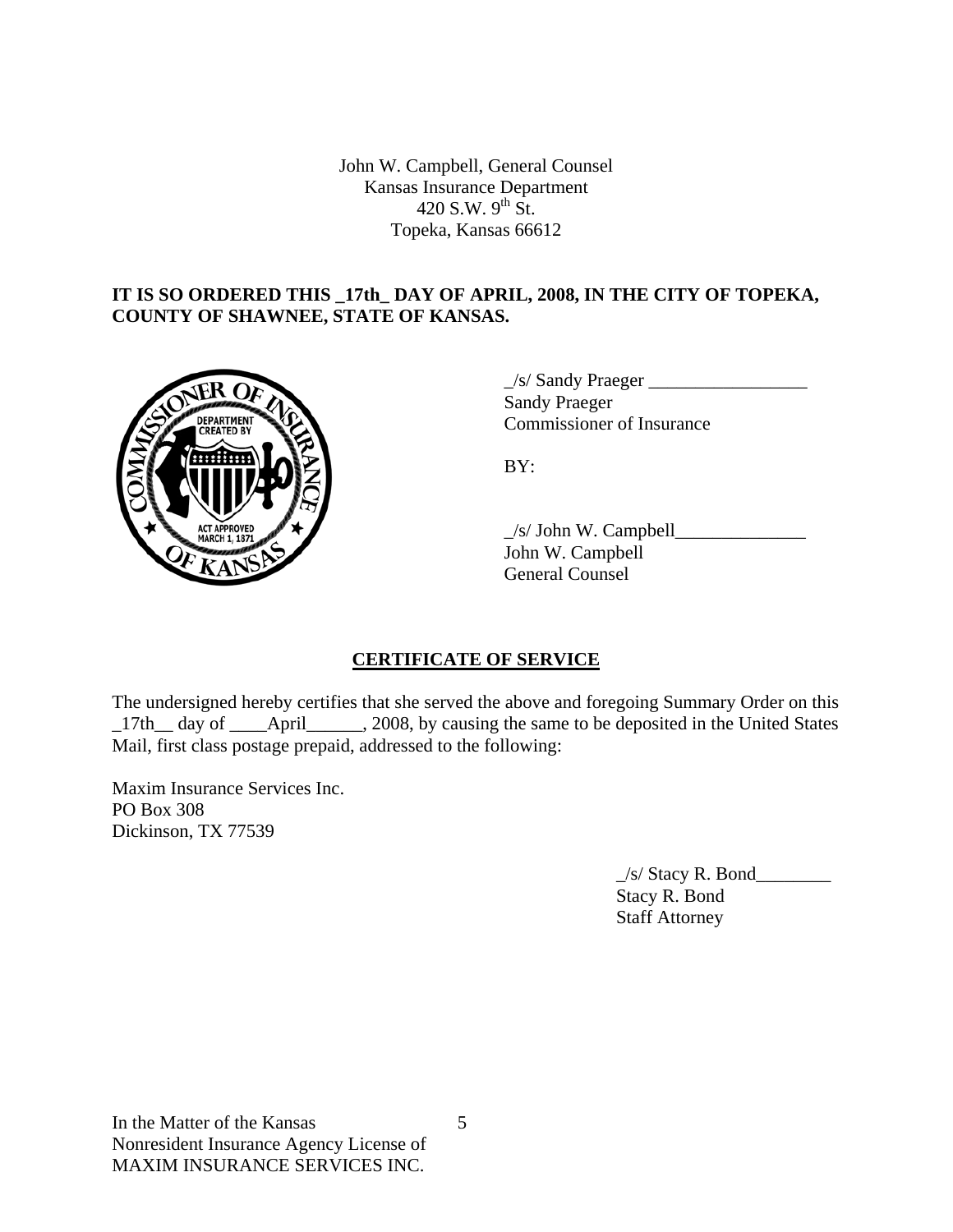John W. Campbell, General Counsel
Kansas Insurance Department
420 S.W. 9th St.
Topeka, Kansas 66612

**IT IS SO ORDERED THIS _17th_ DAY OF APRIL, 2008, IN THE CITY OF TOPEKA, COUNTY OF SHAWNEE, STATE OF KANSAS.**

_/s/ Sandy Praeger _________________
Sandy Praeger
Commissioner of Insurance

BY:

_/s/ John W. Campbell______________
John W. Campbell
General Counsel

## CERTIFICATE OF SERVICE

The undersigned hereby certifies that she served the above and foregoing Summary Order on this _17th__ day of ____April______, 2008, by causing the same to be deposited in the United States Mail, first class postage prepaid, addressed to the following:

Maxim Insurance Services Inc.
PO Box 308
Dickinson, TX 77539

_/s/ Stacy R. Bond________
Stacy R. Bond
Staff Attorney